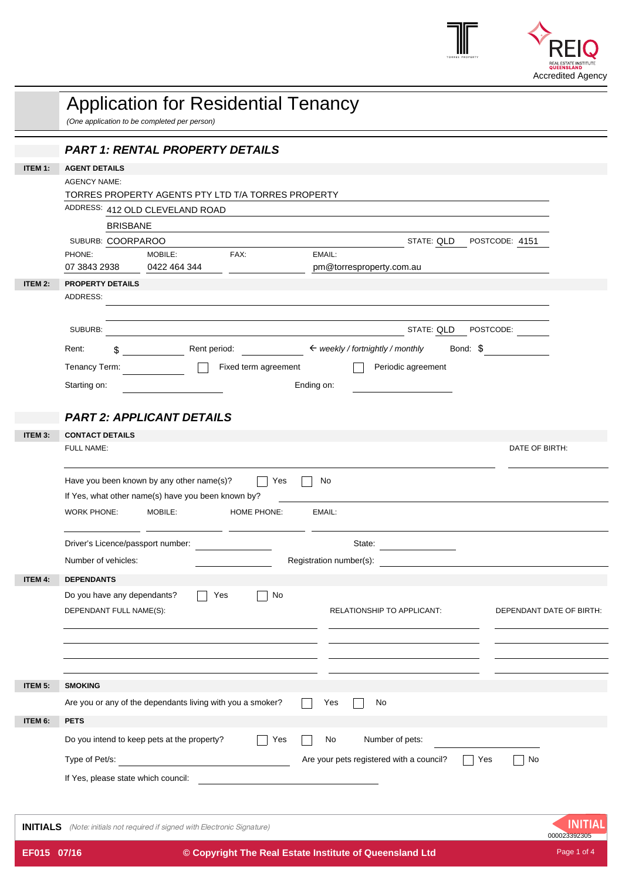Accredited Agency

# Application for Residential Tenancy

*(One application to be completed per person)*

## *PART 1: RENTAL PROPERTY DETAILS*

**ITEM 1: AGENT DETAILS**

AGENCY NAME:
TORRES PROPERTY AGENTS PTY LTD T/A TORRES PROPERTY

ADDRESS: 412 OLD CLEVELAND ROAD
BRISBANE

SUBURB: COORPAROO STATE: QLD POSTCODE: 4151

| PHONE: | MOBILE: | FAX: | EMAIL: |
|---|---|---|---|
| 07 3843 2938 | 0422 464 344 | | pm@torresproperty.com.au |

**ITEM 2: PROPERTY DETAILS**

ADDRESS:

SUBURB: STATE: QLD POSTCODE:

Rent: $ Rent period: ← *weekly / fortnightly / monthly* Bond: $

Tenancy Term: ☐ Fixed term agreement ☐ Periodic agreement

Starting on: Ending on:

## *PART 2: APPLICANT DETAILS*

**ITEM 3: CONTACT DETAILS**

FULL NAME: DATE OF BIRTH:

Have you been known by any other name(s)? ☐ Yes ☐ No

If Yes, what other name(s) have you been known by?

WORK PHONE: MOBILE: HOME PHONE: EMAIL:

Driver's Licence/passport number: State:

Number of vehicles: Registration number(s):

**ITEM 4: DEPENDANTS**

Do you have any dependants? ☐ Yes ☐ No

| DEPENDANT FULL NAME(S): | RELATIONSHIP TO APPLICANT: | DEPENDANT DATE OF BIRTH: |
|---|---|---|
| | | |
| | | |
| | | |

**ITEM 5: SMOKING**

Are you or any of the dependants living with you a smoker? ☐ Yes ☐ No

**ITEM 6: PETS**

Do you intend to keep pets at the property? ☐ Yes ☐ No Number of pets:

Type of Pet/s: Are your pets registered with a council? ☐ Yes ☐ No

If Yes, please state which council:

**INITIALS** *(Note: initials not required if signed with Electronic Signature)*

INITIAL
000023392305

EF015 07/16 © Copyright The Real Estate Institute of Queensland Ltd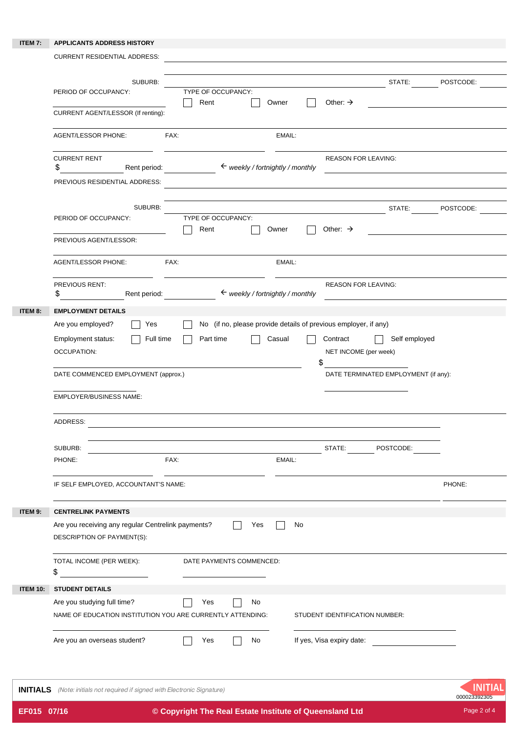## ITEM 7: APPLICANTS ADDRESS HISTORY

CURRENT RESIDENTIAL ADDRESS: ____________________

SUBURB: ____________________ STATE: ________ POSTCODE: ________

PERIOD OF OCCUPANCY: ____________________

TYPE OF OCCUPANCY: ☐ Rent ☐ Owner ☐ Other: → ____________________

CURRENT AGENT/LESSOR (If renting): ____________________

AGENT/LESSOR PHONE: ____________ FAX: ____________ EMAIL: ____________________

CURRENT RENT $ ____________ Rent period: ____________ ← *weekly / fortnightly / monthly*

REASON FOR LEAVING: ____________________

PREVIOUS RESIDENTIAL ADDRESS: ____________________

SUBURB: ____________________ STATE: ________ POSTCODE: ________

PERIOD OF OCCUPANCY: ____________________

TYPE OF OCCUPANCY: ☐ Rent ☐ Owner ☐ Other: → ____________________

PREVIOUS AGENT/LESSOR: ____________________

AGENT/LESSOR PHONE: ____________ FAX: ____________ EMAIL: ____________________

PREVIOUS RENT: $ ____________ Rent period: ____________ ← *weekly / fortnightly / monthly*

REASON FOR LEAVING: ____________________

## ITEM 8: EMPLOYMENT DETAILS

Are you employed? ☐ Yes ☐ No (if no, please provide details of previous employer, if any)

Employment status: ☐ Full time ☐ Part time ☐ Casual ☐ Contract ☐ Self employed

OCCUPATION: ____________________

NET INCOME (per week) $ ____________

DATE COMMENCED EMPLOYMENT (approx.) ____________

DATE TERMINATED EMPLOYMENT (if any): ____________

EMPLOYER/BUSINESS NAME: ____________________

ADDRESS: ____________________

SUBURB: ____________________ STATE: ________ POSTCODE: ________

PHONE: ____________ FAX: ____________ EMAIL: ____________________

IF SELF EMPLOYED, ACCOUNTANT'S NAME: ____________________ PHONE: ____________

## ITEM 9: CENTRELINK PAYMENTS

Are you receiving any regular Centrelink payments? ☐ Yes ☐ No

DESCRIPTION OF PAYMENT(S): ____________________

TOTAL INCOME (PER WEEK): $ ____________

DATE PAYMENTS COMMENCED: ____________

## ITEM 10: STUDENT DETAILS

Are you studying full time? ☐ Yes ☐ No

NAME OF EDUCATION INSTITUTION YOU ARE CURRENTLY ATTENDING: ____________________

STUDENT IDENTIFICATION NUMBER: ____________________

Are you an overseas student? ☐ Yes ☐ No If yes, Visa expiry date: ____________

**INITIALS** *(Note: initials not required if signed with Electronic Signature)*

INITIAL

000023392305

EF015 07/16 © Copyright The Real Estate Institute of Queensland Ltd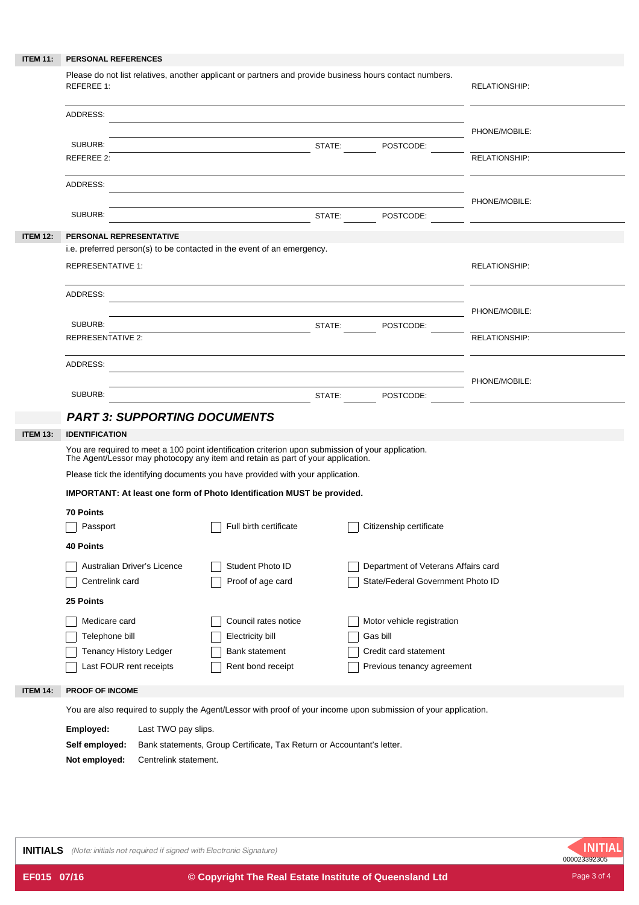**ITEM 11: PERSONAL REFERENCES**

Please do not list relatives, another applicant or partners and provide business hours contact numbers.

REFEREE 1: ______________________ RELATIONSHIP: ______________________

ADDRESS: ______________________

PHONE/MOBILE: ______________________

SUBURB: ______________________ STATE: ________ POSTCODE: ________

REFEREE 2: ______________________ RELATIONSHIP: ______________________

ADDRESS: ______________________

PHONE/MOBILE: ______________________

SUBURB: ______________________ STATE: ________ POSTCODE: ________

**ITEM 12: PERSONAL REPRESENTATIVE**

i.e. preferred person(s) to be contacted in the event of an emergency.

REPRESENTATIVE 1: ______________________ RELATIONSHIP: ______________________

ADDRESS: ______________________

PHONE/MOBILE: ______________________

SUBURB: ______________________ STATE: ________ POSTCODE: ________

REPRESENTATIVE 2: ______________________ RELATIONSHIP: ______________________

ADDRESS: ______________________

PHONE/MOBILE: ______________________

SUBURB: ______________________ STATE: ________ POSTCODE: ________

## *PART 3: SUPPORTING DOCUMENTS*

**ITEM 13: IDENTIFICATION**

You are required to meet a 100 point identification criterion upon submission of your application.
The Agent/Lessor may photocopy any item and retain as part of your application.

Please tick the identifying documents you have provided with your application.

**IMPORTANT: At least one form of Photo Identification MUST be provided.**

**70 Points**

- ☐ Passport
- ☐ Full birth certificate
- ☐ Citizenship certificate

**40 Points**

- ☐ Australian Driver's Licence
- ☐ Student Photo ID
- ☐ Department of Veterans Affairs card
- ☐ Centrelink card
- ☐ Proof of age card
- ☐ State/Federal Government Photo ID

**25 Points**

- ☐ Medicare card
- ☐ Council rates notice
- ☐ Motor vehicle registration
- ☐ Telephone bill
- ☐ Electricity bill
- ☐ Gas bill
- ☐ Tenancy History Ledger
- ☐ Bank statement
- ☐ Credit card statement
- ☐ Last FOUR rent receipts
- ☐ Rent bond receipt
- ☐ Previous tenancy agreement

**ITEM 14: PROOF OF INCOME**

You are also required to supply the Agent/Lessor with proof of your income upon submission of your application.

**Employed:** Last TWO pay slips.

**Self employed:** Bank statements, Group Certificate, Tax Return or Accountant's letter.

**Not employed:** Centrelink statement.

**INITIALS** *(Note: initials not required if signed with Electronic Signature)*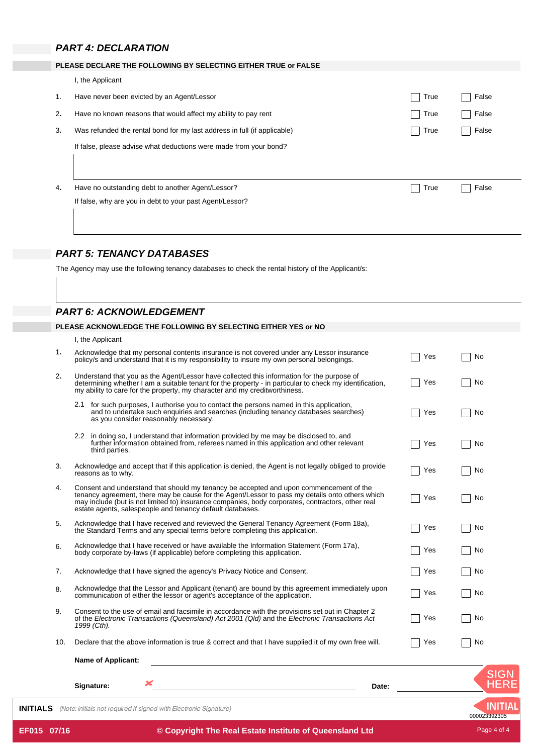## *PART 4: DECLARATION*

**PLEASE DECLARE THE FOLLOWING BY SELECTING EITHER TRUE or FALSE**

I, the Applicant

| | | | |
|---|---|---|---|
| 1. | Have never been evicted by an Agent/Lessor | ☐ True | ☐ False |
| 2. | Have no known reasons that would affect my ability to pay rent | ☐ True | ☐ False |
| 3. | Was refunded the rental bond for my last address in full (if applicable) | ☐ True | ☐ False |

If false, please advise what deductions were made from your bond?

| | | | |
|---|---|---|---|
| 4. | Have no outstanding debt to another Agent/Lessor? | ☐ True | ☐ False |

If false, why are you in debt to your past Agent/Lessor?

## *PART 5: TENANCY DATABASES*

The Agency may use the following tenancy databases to check the rental history of the Applicant/s:

## *PART 6: ACKNOWLEDGEMENT*

**PLEASE ACKNOWLEDGE THE FOLLOWING BY SELECTING EITHER YES or NO**

I, the Applicant

| | | | |
|---|---|---|---|
| 1. | Acknowledge that my personal contents insurance is not covered under any Lessor insurance policy/s and understand that it is my responsibility to insure my own personal belongings. | ☐ Yes | ☐ No |
| 2. | Understand that you as the Agent/Lessor have collected this information for the purpose of determining whether I am a suitable tenant for the property - in particular to check my identification, my ability to care for the property, my character and my creditworthiness. | ☐ Yes | ☐ No |
| 2.1 | for such purposes, I authorise you to contact the persons named in this application, and to undertake such enquiries and searches (including tenancy databases searches) as you consider reasonably necessary. | ☐ Yes | ☐ No |
| 2.2 | in doing so, I understand that information provided by me may be disclosed to, and further information obtained from, referees named in this application and other relevant third parties. | ☐ Yes | ☐ No |
| 3. | Acknowledge and accept that if this application is denied, the Agent is not legally obliged to provide reasons as to why. | ☐ Yes | ☐ No |
| 4. | Consent and understand that should my tenancy be accepted and upon commencement of the tenancy agreement, there may be cause for the Agent/Lessor to pass my details onto others which may include (but is not limited to) insurance companies, body corporates, contractors, other real estate agents, salespeople and tenancy default databases. | ☐ Yes | ☐ No |
| 5. | Acknowledge that I have received and reviewed the General Tenancy Agreement (Form 18a), the Standard Terms and any special terms before completing this application. | ☐ Yes | ☐ No |
| 6. | Acknowledge that I have received or have available the Information Statement (Form 17a), body corporate by-laws (if applicable) before completing this application. | ☐ Yes | ☐ No |
| 7. | Acknowledge that I have signed the agency's Privacy Notice and Consent. | ☐ Yes | ☐ No |
| 8. | Acknowledge that the Lessor and Applicant (tenant) are bound by this agreement immediately upon communication of either the lessor or agent's acceptance of the application. | ☐ Yes | ☐ No |
| 9. | Consent to the use of email and facsimile in accordance with the provisions set out in Chapter 2 of the *Electronic Transactions (Queensland) Act 2001 (Qld)* and the *Electronic Transactions Act 1999 (Cth).* | ☐ Yes | ☐ No |
| 10. | Declare that the above information is true & correct and that I have supplied it of my own free will. | ☐ Yes | ☐ No |

**Name of Applicant:** ____________________

**Signature:** ✗ ____________________ **Date:** ____________

SIGN HERE

**INITIALS** *(Note: initials not required if signed with Electronic Signature)*

INITIAL

000023392305

**EF015 07/16** **© Copyright The Real Estate Institute of Queensland Ltd**